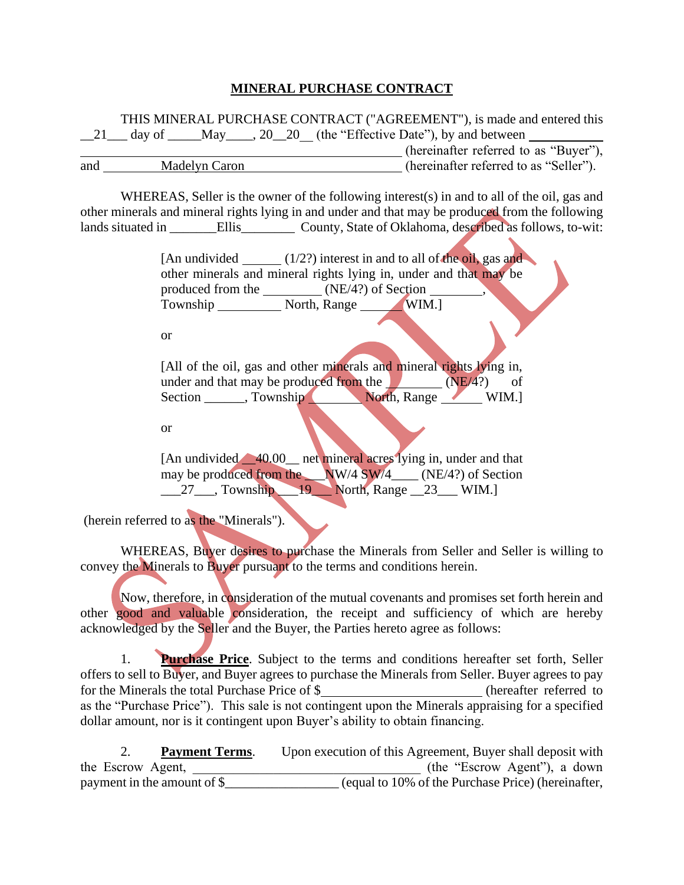# MINERAL PURCHASE CONTRACT

THIS MINERAL PURCHASE CONTRACT ("AGREEMENT"), is made and entered this \_\_21\_\_\_ day of \_\_\_\_\_May\_\_\_\_, 20\_\_20\_\_ (the "Effective Date"), by and between \_\_\_\_\_\_\_\_\_\_\_\_\_\_\_\_\_\_\_\_\_\_\_\_\_\_\_\_\_\_\_\_\_\_\_\_\_\_\_\_\_\_\_\_\_\_\_\_\_\_\_\_\_\_\_\_\_\_\_\_ (hereinafter referred to as "Buyer"), and \_\_\_\_\_\_\_\_\_Madelyn Caron\_\_\_\_\_\_\_\_\_\_\_\_\_\_\_\_\_\_\_\_\_\_\_\_ (hereinafter referred to as "Seller").

WHEREAS, Seller is the owner of the following interest(s) in and to all of the oil, gas and other minerals and mineral rights lying in and under and that may be produced from the following lands situated in \_\_\_\_\_\_\_Ellis\_\_\_\_\_\_\_\_ County, State of Oklahoma, described as follows, to-wit:

> [An undivided \_\_\_\_\_\_ (1/2?) interest in and to all of the oil, gas and other minerals and mineral rights lying in, under and that may be produced from the \_\_\_\_\_\_\_\_\_ (NE/4?) of Section \_\_\_\_\_\_\_\_, Township \_\_\_\_\_\_\_\_\_\_ North, Range \_\_\_\_\_\_ WIM.]
>
> or
>
> [All of the oil, gas and other minerals and mineral rights lying in, under and that may be produced from the \_\_\_\_\_\_\_\_ (NE/4?) of Section \_\_\_\_\_\_, Township \_\_\_\_\_\_\_\_ North, Range \_\_\_\_\_\_ WIM.]
>
> or
>
> [An undivided \_\_40.00\_\_ net mineral acres lying in, under and that may be produced from the \_\_\_NW/4 SW/4\_\_\_\_ (NE/4?) of Section \_\_\_27\_\_\_, Township \_\_\_19\_\_\_ North, Range \_\_23\_\_\_ WIM.]

(herein referred to as the "Minerals").

WHEREAS, Buyer desires to purchase the Minerals from Seller and Seller is willing to convey the Minerals to Buyer pursuant to the terms and conditions herein.

Now, therefore, in consideration of the mutual covenants and promises set forth herein and other good and valuable consideration, the receipt and sufficiency of which are hereby acknowledged by the Seller and the Buyer, the Parties hereto agree as follows:

1. **Purchase Price**. Subject to the terms and conditions hereafter set forth, Seller offers to sell to Buyer, and Buyer agrees to purchase the Minerals from Seller. Buyer agrees to pay for the Minerals the total Purchase Price of $\_\_\_\_\_\_\_\_\_\_\_\_\_\_\_\_\_\_\_\_\_\_\_ (hereafter referred to as the "Purchase Price"). This sale is not contingent upon the Minerals appraising for a specified dollar amount, nor is it contingent upon Buyer's ability to obtain financing.

2. **Payment Terms**. Upon execution of this Agreement, Buyer shall deposit with the Escrow Agent, \_\_\_\_\_\_\_\_\_\_\_\_\_\_\_\_\_\_\_\_\_\_\_\_\_\_\_\_\_\_\_\_\_\_ (the "Escrow Agent"), a down payment in the amount of $\_\_\_\_\_\_\_\_\_\_\_\_\_\_\_\_\_ (equal to 10% of the Purchase Price) (hereinafter,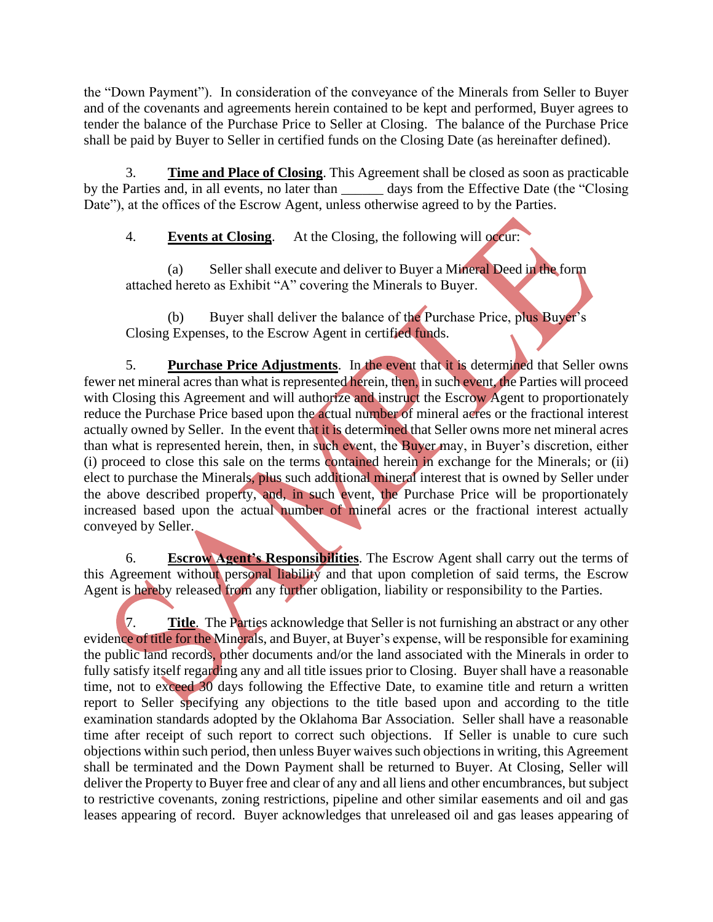the "Down Payment"). In consideration of the conveyance of the Minerals from Seller to Buyer and of the covenants and agreements herein contained to be kept and performed, Buyer agrees to tender the balance of the Purchase Price to Seller at Closing. The balance of the Purchase Price shall be paid by Buyer to Seller in certified funds on the Closing Date (as hereinafter defined).

3. **Time and Place of Closing**. This Agreement shall be closed as soon as practicable by the Parties and, in all events, no later than ______ days from the Effective Date (the "Closing Date"), at the offices of the Escrow Agent, unless otherwise agreed to by the Parties.

4. **Events at Closing**. At the Closing, the following will occur:

(a) Seller shall execute and deliver to Buyer a Mineral Deed in the form attached hereto as Exhibit "A" covering the Minerals to Buyer.

(b) Buyer shall deliver the balance of the Purchase Price, plus Buyer's Closing Expenses, to the Escrow Agent in certified funds.

5. **Purchase Price Adjustments**. In the event that it is determined that Seller owns fewer net mineral acres than what is represented herein, then, in such event, the Parties will proceed with Closing this Agreement and will authorize and instruct the Escrow Agent to proportionately reduce the Purchase Price based upon the actual number of mineral acres or the fractional interest actually owned by Seller. In the event that it is determined that Seller owns more net mineral acres than what is represented herein, then, in such event, the Buyer may, in Buyer's discretion, either (i) proceed to close this sale on the terms contained herein in exchange for the Minerals; or (ii) elect to purchase the Minerals, plus such additional mineral interest that is owned by Seller under the above described property, and, in such event, the Purchase Price will be proportionately increased based upon the actual number of mineral acres or the fractional interest actually conveyed by Seller.

6. **Escrow Agent's Responsibilities**. The Escrow Agent shall carry out the terms of this Agreement without personal liability and that upon completion of said terms, the Escrow Agent is hereby released from any further obligation, liability or responsibility to the Parties.

7. **Title**. The Parties acknowledge that Seller is not furnishing an abstract or any other evidence of title for the Minerals, and Buyer, at Buyer's expense, will be responsible for examining the public land records, other documents and/or the land associated with the Minerals in order to fully satisfy itself regarding any and all title issues prior to Closing. Buyer shall have a reasonable time, not to exceed 30 days following the Effective Date, to examine title and return a written report to Seller specifying any objections to the title based upon and according to the title examination standards adopted by the Oklahoma Bar Association. Seller shall have a reasonable time after receipt of such report to correct such objections. If Seller is unable to cure such objections within such period, then unless Buyer waives such objections in writing, this Agreement shall be terminated and the Down Payment shall be returned to Buyer. At Closing, Seller will deliver the Property to Buyer free and clear of any and all liens and other encumbrances, but subject to restrictive covenants, zoning restrictions, pipeline and other similar easements and oil and gas leases appearing of record. Buyer acknowledges that unreleased oil and gas leases appearing of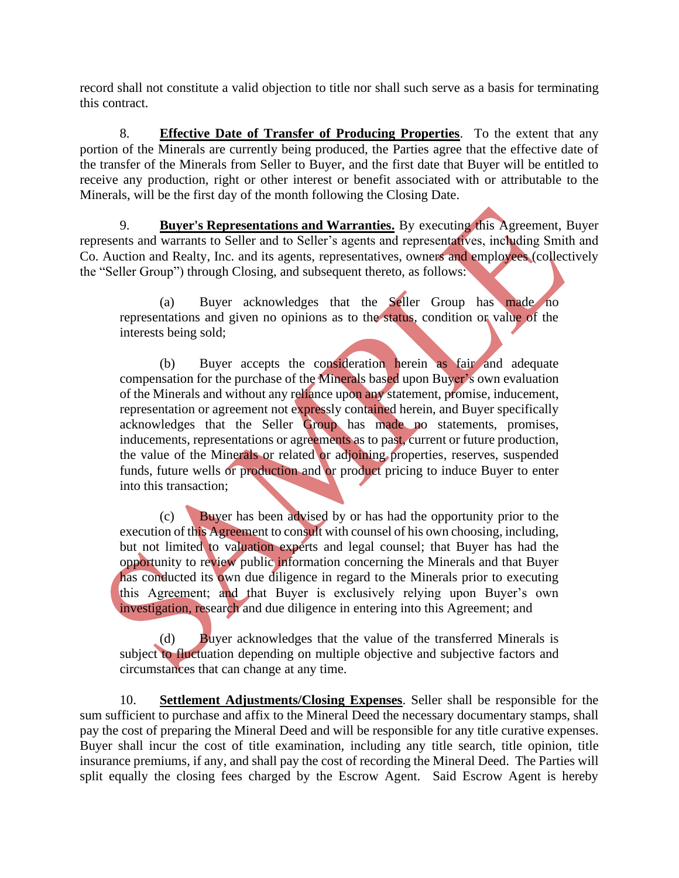record shall not constitute a valid objection to title nor shall such serve as a basis for terminating this contract.

8. **Effective Date of Transfer of Producing Properties**. To the extent that any portion of the Minerals are currently being produced, the Parties agree that the effective date of the transfer of the Minerals from Seller to Buyer, and the first date that Buyer will be entitled to receive any production, right or other interest or benefit associated with or attributable to the Minerals, will be the first day of the month following the Closing Date.

9. **Buyer's Representations and Warranties.** By executing this Agreement, Buyer represents and warrants to Seller and to Seller's agents and representatives, including Smith and Co. Auction and Realty, Inc. and its agents, representatives, owners and employees (collectively the "Seller Group") through Closing, and subsequent thereto, as follows:

(a) Buyer acknowledges that the Seller Group has made no representations and given no opinions as to the status, condition or value of the interests being sold;

(b) Buyer accepts the consideration herein as fair and adequate compensation for the purchase of the Minerals based upon Buyer's own evaluation of the Minerals and without any reliance upon any statement, promise, inducement, representation or agreement not expressly contained herein, and Buyer specifically acknowledges that the Seller Group has made no statements, promises, inducements, representations or agreements as to past, current or future production, the value of the Minerals or related or adjoining properties, reserves, suspended funds, future wells or production and or product pricing to induce Buyer to enter into this transaction;

(c) Buyer has been advised by or has had the opportunity prior to the execution of this Agreement to consult with counsel of his own choosing, including, but not limited to valuation experts and legal counsel; that Buyer has had the opportunity to review public information concerning the Minerals and that Buyer has conducted its own due diligence in regard to the Minerals prior to executing this Agreement; and that Buyer is exclusively relying upon Buyer's own investigation, research and due diligence in entering into this Agreement; and

(d) Buyer acknowledges that the value of the transferred Minerals is subject to fluctuation depending on multiple objective and subjective factors and circumstances that can change at any time.

10. **Settlement Adjustments/Closing Expenses**. Seller shall be responsible for the sum sufficient to purchase and affix to the Mineral Deed the necessary documentary stamps, shall pay the cost of preparing the Mineral Deed and will be responsible for any title curative expenses. Buyer shall incur the cost of title examination, including any title search, title opinion, title insurance premiums, if any, and shall pay the cost of recording the Mineral Deed. The Parties will split equally the closing fees charged by the Escrow Agent. Said Escrow Agent is hereby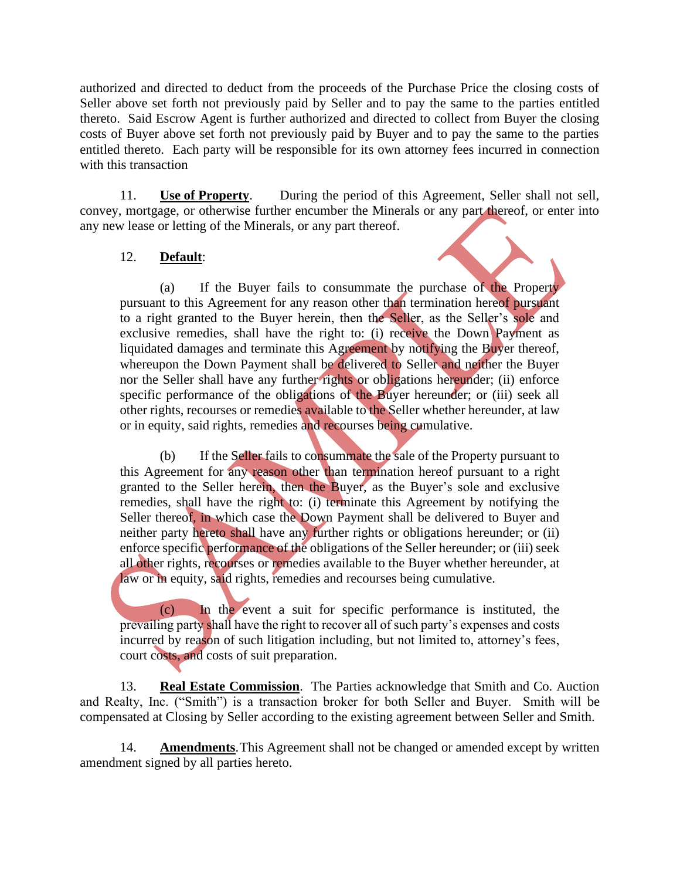authorized and directed to deduct from the proceeds of the Purchase Price the closing costs of Seller above set forth not previously paid by Seller and to pay the same to the parties entitled thereto. Said Escrow Agent is further authorized and directed to collect from Buyer the closing costs of Buyer above set forth not previously paid by Buyer and to pay the same to the parties entitled thereto. Each party will be responsible for its own attorney fees incurred in connection with this transaction

11. **Use of Property**. During the period of this Agreement, Seller shall not sell, convey, mortgage, or otherwise further encumber the Minerals or any part thereof, or enter into any new lease or letting of the Minerals, or any part thereof.

12. **Default**:

> (a) If the Buyer fails to consummate the purchase of the Property pursuant to this Agreement for any reason other than termination hereof pursuant to a right granted to the Buyer herein, then the Seller, as the Seller's sole and exclusive remedies, shall have the right to: (i) receive the Down Payment as liquidated damages and terminate this Agreement by notifying the Buyer thereof, whereupon the Down Payment shall be delivered to Seller and neither the Buyer nor the Seller shall have any further rights or obligations hereunder; (ii) enforce specific performance of the obligations of the Buyer hereunder; or (iii) seek all other rights, recourses or remedies available to the Seller whether hereunder, at law or in equity, said rights, remedies and recourses being cumulative.
>
> (b) If the Seller fails to consummate the sale of the Property pursuant to this Agreement for any reason other than termination hereof pursuant to a right granted to the Seller herein, then the Buyer, as the Buyer's sole and exclusive remedies, shall have the right to: (i) terminate this Agreement by notifying the Seller thereof, in which case the Down Payment shall be delivered to Buyer and neither party hereto shall have any further rights or obligations hereunder; or (ii) enforce specific performance of the obligations of the Seller hereunder; or (iii) seek all other rights, recourses or remedies available to the Buyer whether hereunder, at law or in equity, said rights, remedies and recourses being cumulative.
>
> (c) In the event a suit for specific performance is instituted, the prevailing party shall have the right to recover all of such party's expenses and costs incurred by reason of such litigation including, but not limited to, attorney's fees, court costs, and costs of suit preparation.

13. **Real Estate Commission**. The Parties acknowledge that Smith and Co. Auction and Realty, Inc. ("Smith") is a transaction broker for both Seller and Buyer. Smith will be compensated at Closing by Seller according to the existing agreement between Seller and Smith.

14. **Amendments**. This Agreement shall not be changed or amended except by written amendment signed by all parties hereto.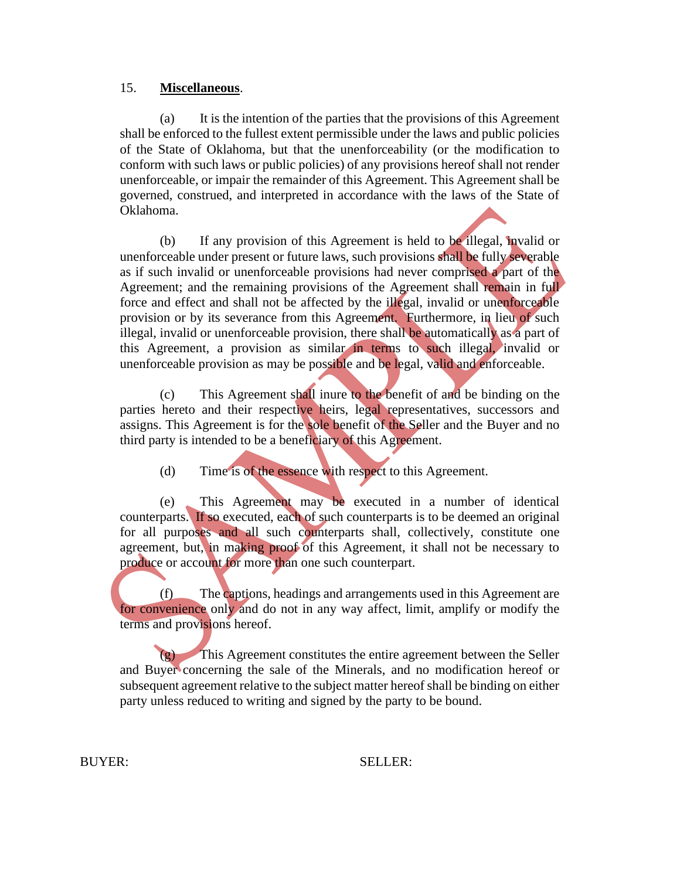15. **Miscellaneous**.

(a) It is the intention of the parties that the provisions of this Agreement shall be enforced to the fullest extent permissible under the laws and public policies of the State of Oklahoma, but that the unenforceability (or the modification to conform with such laws or public policies) of any provisions hereof shall not render unenforceable, or impair the remainder of this Agreement. This Agreement shall be governed, construed, and interpreted in accordance with the laws of the State of Oklahoma.

(b) If any provision of this Agreement is held to be illegal, invalid or unenforceable under present or future laws, such provisions shall be fully severable as if such invalid or unenforceable provisions had never comprised a part of the Agreement; and the remaining provisions of the Agreement shall remain in full force and effect and shall not be affected by the illegal, invalid or unenforceable provision or by its severance from this Agreement. Furthermore, in lieu of such illegal, invalid or unenforceable provision, there shall be automatically as a part of this Agreement, a provision as similar in terms to such illegal, invalid or unenforceable provision as may be possible and be legal, valid and enforceable.

(c) This Agreement shall inure to the benefit of and be binding on the parties hereto and their respective heirs, legal representatives, successors and assigns. This Agreement is for the sole benefit of the Seller and the Buyer and no third party is intended to be a beneficiary of this Agreement.

(d) Time is of the essence with respect to this Agreement.

(e) This Agreement may be executed in a number of identical counterparts. If so executed, each of such counterparts is to be deemed an original for all purposes and all such counterparts shall, collectively, constitute one agreement, but, in making proof of this Agreement, it shall not be necessary to produce or account for more than one such counterpart.

(f) The captions, headings and arrangements used in this Agreement are for convenience only and do not in any way affect, limit, amplify or modify the terms and provisions hereof.

(g) This Agreement constitutes the entire agreement between the Seller and Buyer concerning the sale of the Minerals, and no modification hereof or subsequent agreement relative to the subject matter hereof shall be binding on either party unless reduced to writing and signed by the party to be bound.

BUYER: SELLER: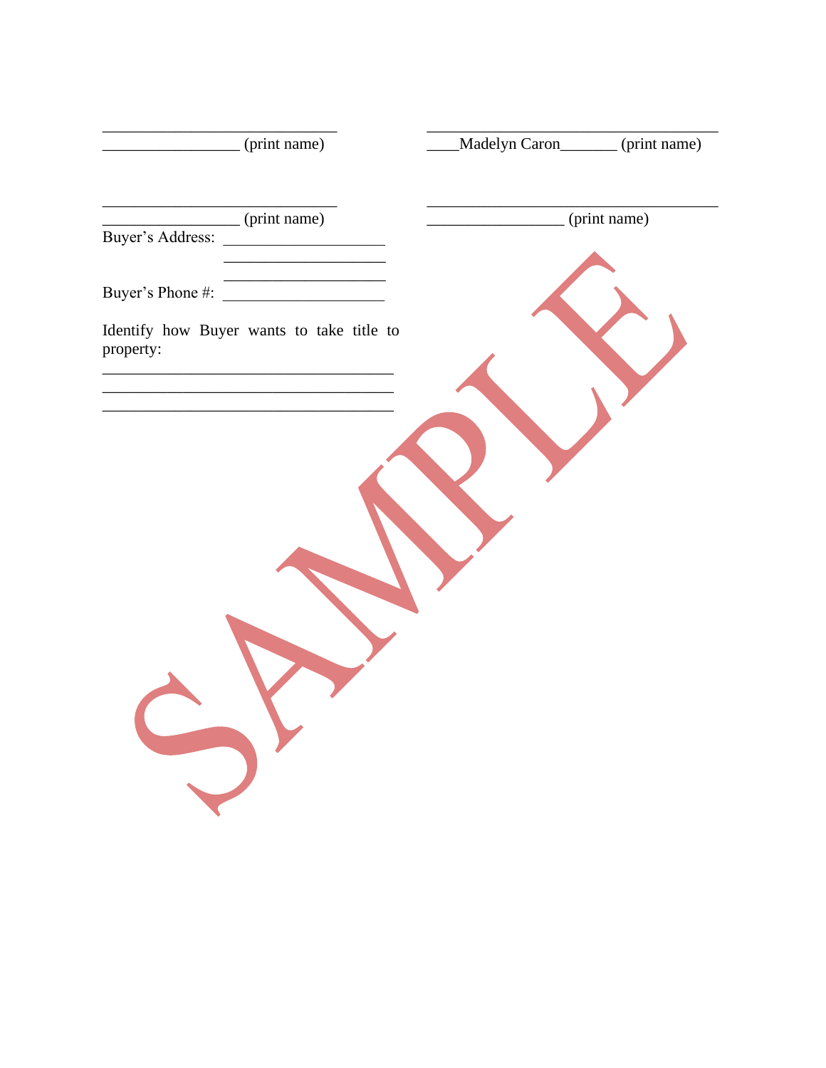| | |
|---|---|
| ______________________________ | ______________________________________ |
| _________________ (print name) | ____Madelyn Caron_______ (print name) |
| ______________________________ | ______________________________________ |
| _________________ (print name) | _________________ (print name) |

Buyer's Address: ____________________
____________________
____________________

Buyer's Phone #: ____________________

Identify how Buyer wants to take title to property:

_____________________________________
_____________________________________
_____________________________________

SAMPLE